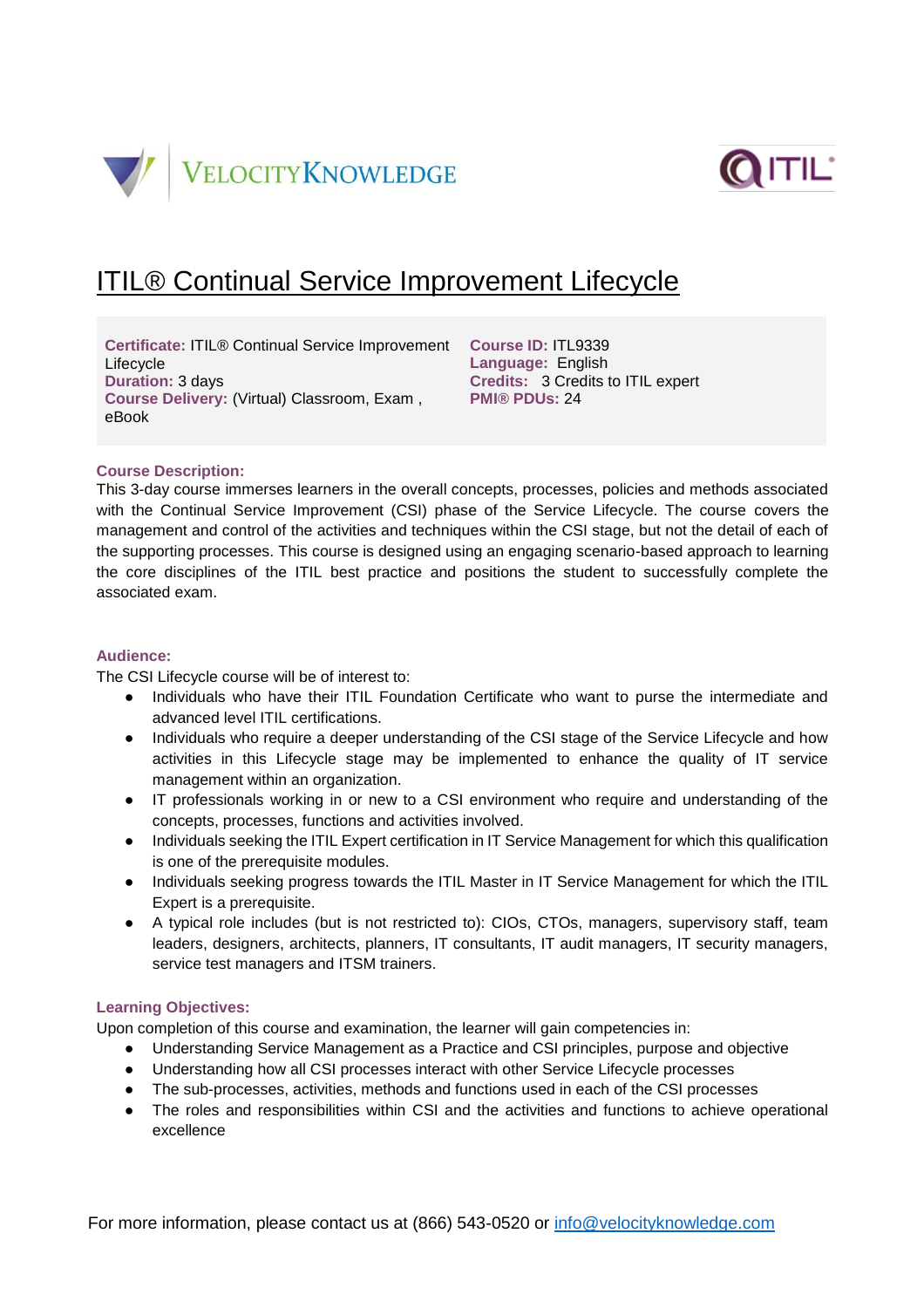VELOCITYKNOWLEDGE

ITIL

# ITIL® Continual Service Improvement Lifecycle

**Certificate:** ITIL® Continual Service Improvement Lifecycle
**Duration:** 3 days
**Course Delivery:** (Virtual) Classroom, Exam , eBook

**Course ID:** ITL9339
**Language:** English
**Credits:** 3 Credits to ITIL expert
**PMI® PDUs:** 24

**Course Description:**
This 3-day course immerses learners in the overall concepts, processes, policies and methods associated with the Continual Service Improvement (CSI) phase of the Service Lifecycle. The course covers the management and control of the activities and techniques within the CSI stage, but not the detail of each of the supporting processes. This course is designed using an engaging scenario-based approach to learning the core disciplines of the ITIL best practice and positions the student to successfully complete the associated exam.

**Audience:**
The CSI Lifecycle course will be of interest to:

- Individuals who have their ITIL Foundation Certificate who want to purse the intermediate and advanced level ITIL certifications.
- Individuals who require a deeper understanding of the CSI stage of the Service Lifecycle and how activities in this Lifecycle stage may be implemented to enhance the quality of IT service management within an organization.
- IT professionals working in or new to a CSI environment who require and understanding of the concepts, processes, functions and activities involved.
- Individuals seeking the ITIL Expert certification in IT Service Management for which this qualification is one of the prerequisite modules.
- Individuals seeking progress towards the ITIL Master in IT Service Management for which the ITIL Expert is a prerequisite.
- A typical role includes (but is not restricted to): CIOs, CTOs, managers, supervisory staff, team leaders, designers, architects, planners, IT consultants, IT audit managers, IT security managers, service test managers and ITSM trainers.

**Learning Objectives:**
Upon completion of this course and examination, the learner will gain competencies in:

- Understanding Service Management as a Practice and CSI principles, purpose and objective
- Understanding how all CSI processes interact with other Service Lifecycle processes
- The sub-processes, activities, methods and functions used in each of the CSI processes
- The roles and responsibilities within CSI and the activities and functions to achieve operational excellence

For more information, please contact us at (866) 543-0520 or info@velocityknowledge.com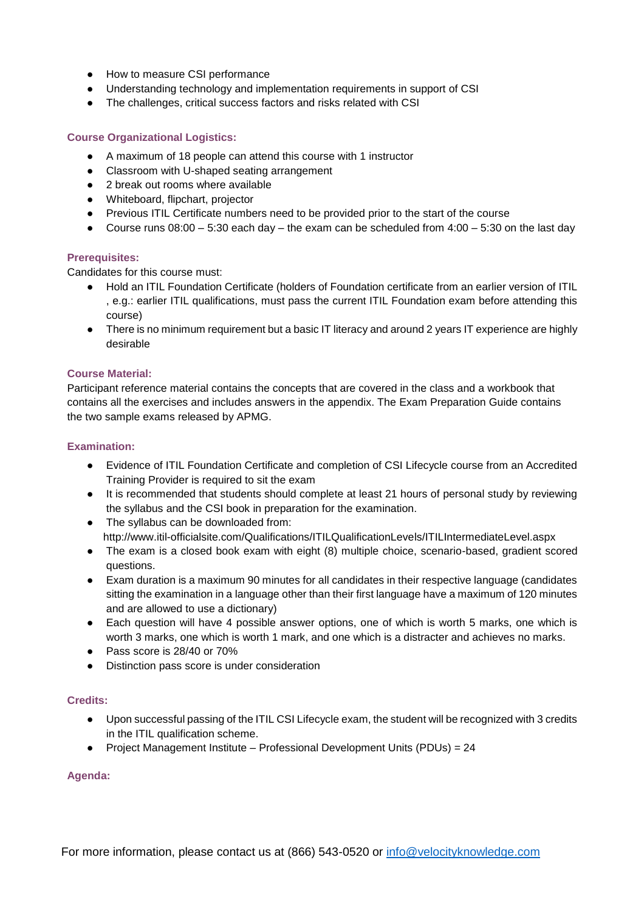- How to measure CSI performance
- Understanding technology and implementation requirements in support of CSI
- The challenges, critical success factors and risks related with CSI

### Course Organizational Logistics:

- A maximum of 18 people can attend this course with 1 instructor
- Classroom with U-shaped seating arrangement
- 2 break out rooms where available
- Whiteboard, flipchart, projector
- Previous ITIL Certificate numbers need to be provided prior to the start of the course
- Course runs 08:00 – 5:30 each day – the exam can be scheduled from 4:00 – 5:30 on the last day

### Prerequisites:

Candidates for this course must:

- Hold an ITIL Foundation Certificate (holders of Foundation certificate from an earlier version of ITIL , e.g.: earlier ITIL qualifications, must pass the current ITIL Foundation exam before attending this course)
- There is no minimum requirement but a basic IT literacy and around 2 years IT experience are highly desirable

### Course Material:

Participant reference material contains the concepts that are covered in the class and a workbook that contains all the exercises and includes answers in the appendix. The Exam Preparation Guide contains the two sample exams released by APMG.

### Examination:

- Evidence of ITIL Foundation Certificate and completion of CSI Lifecycle course from an Accredited Training Provider is required to sit the exam
- It is recommended that students should complete at least 21 hours of personal study by reviewing the syllabus and the CSI book in preparation for the examination.
- The syllabus can be downloaded from: http://www.itil-officialsite.com/Qualifications/ITILQualificationLevels/ITILIntermediateLevel.aspx
- The exam is a closed book exam with eight (8) multiple choice, scenario-based, gradient scored questions.
- Exam duration is a maximum 90 minutes for all candidates in their respective language (candidates sitting the examination in a language other than their first language have a maximum of 120 minutes and are allowed to use a dictionary)
- Each question will have 4 possible answer options, one of which is worth 5 marks, one which is worth 3 marks, one which is worth 1 mark, and one which is a distracter and achieves no marks.
- Pass score is 28/40 or 70%
- Distinction pass score is under consideration

### Credits:

- Upon successful passing of the ITIL CSI Lifecycle exam, the student will be recognized with 3 credits in the ITIL qualification scheme.
- Project Management Institute – Professional Development Units (PDUs) = 24

### Agenda: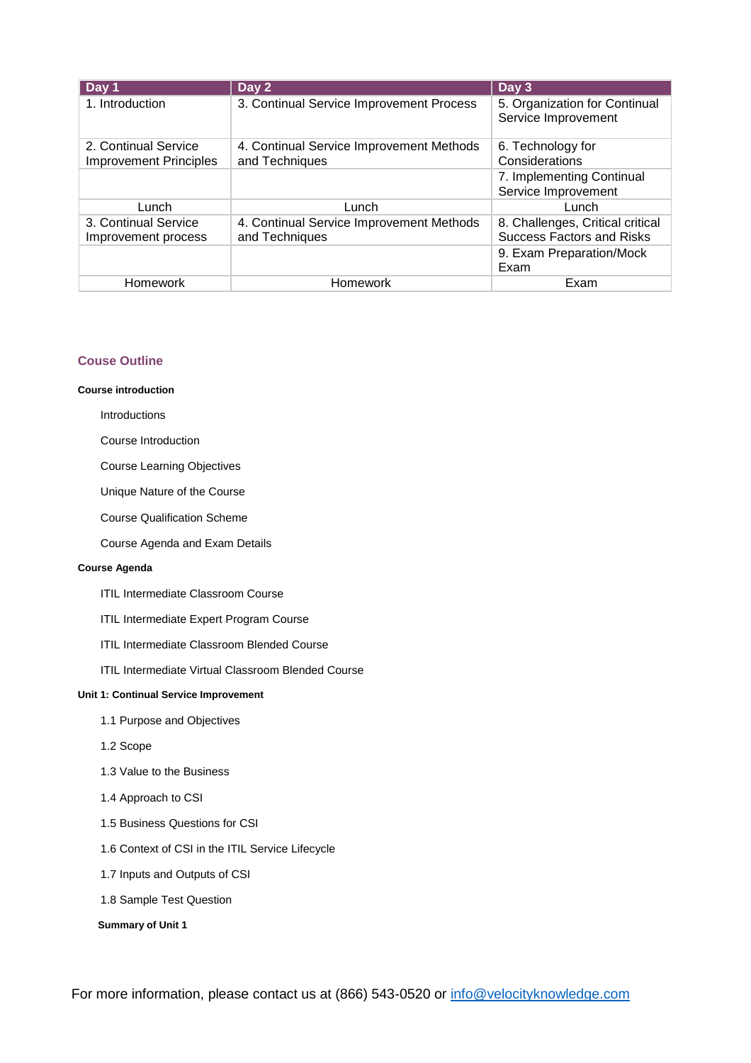| Day 1 | Day 2 | Day 3 |
|---|---|---|
| 1. Introduction | 3. Continual Service Improvement Process | 5. Organization for Continual Service Improvement |
| 2. Continual Service Improvement Principles | 4. Continual Service Improvement Methods and Techniques | 6. Technology for Considerations |
| | | 7. Implementing Continual Service Improvement |
| Lunch | Lunch | Lunch |
| 3. Continual Service Improvement process | 4. Continual Service Improvement Methods and Techniques | 8. Challenges, Critical critical Success Factors and Risks |
| | | 9. Exam Preparation/Mock Exam |
| Homework | Homework | Exam |

## Couse Outline

**Course introduction**

Introductions

Course Introduction

Course Learning Objectives

Unique Nature of the Course

Course Qualification Scheme

Course Agenda and Exam Details

**Course Agenda**

ITIL Intermediate Classroom Course

ITIL Intermediate Expert Program Course

ITIL Intermediate Classroom Blended Course

ITIL Intermediate Virtual Classroom Blended Course

**Unit 1: Continual Service Improvement**

1.1 Purpose and Objectives

1.2 Scope

1.3 Value to the Business

1.4 Approach to CSI

1.5 Business Questions for CSI

1.6 Context of CSI in the ITIL Service Lifecycle

1.7 Inputs and Outputs of CSI

1.8 Sample Test Question

**Summary of Unit 1**

For more information, please contact us at (866) 543-0520 or info@velocityknowledge.com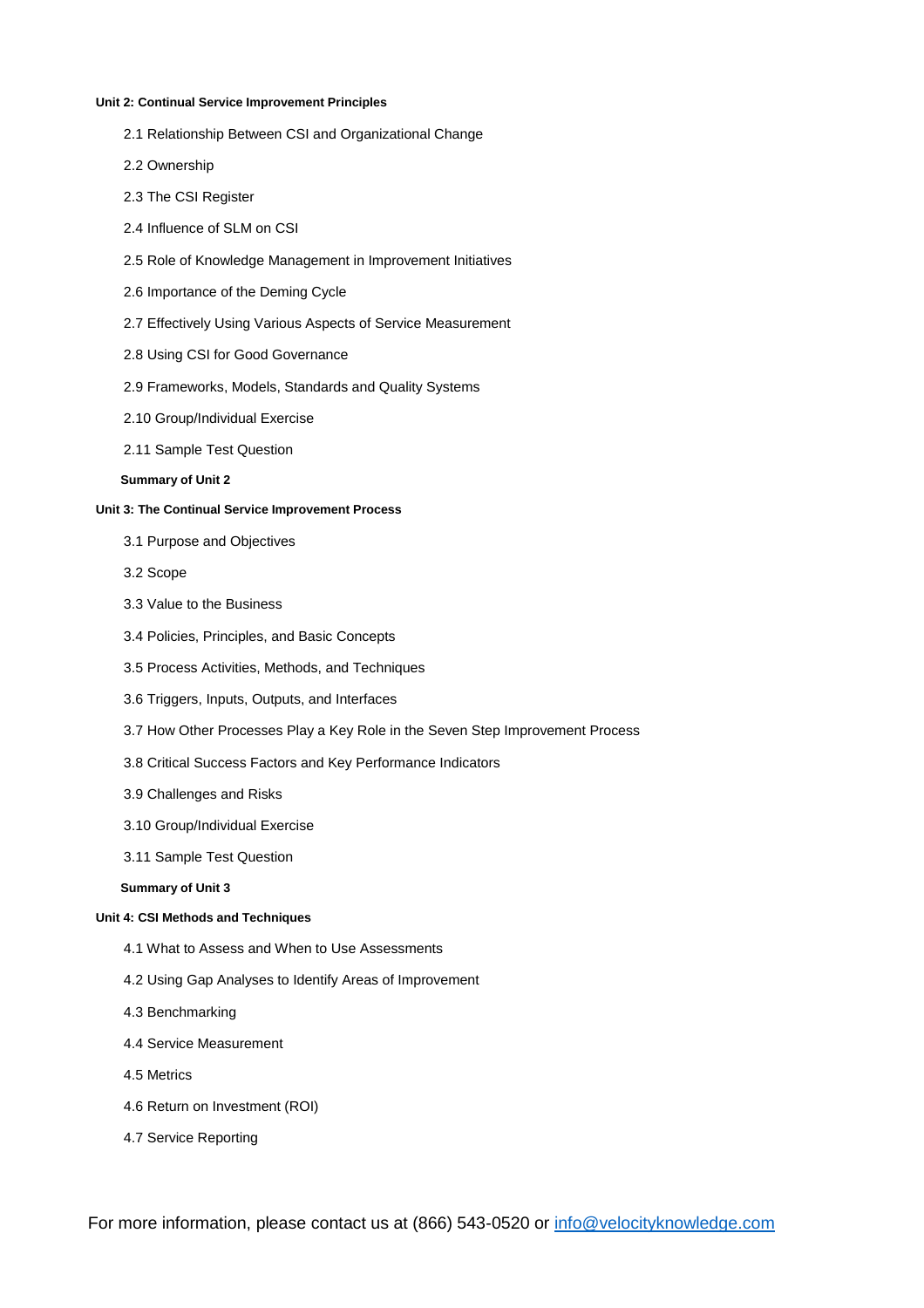**Unit 2: Continual Service Improvement Principles**

- 2.1 Relationship Between CSI and Organizational Change
- 2.2 Ownership
- 2.3 The CSI Register
- 2.4 Influence of SLM on CSI
- 2.5 Role of Knowledge Management in Improvement Initiatives
- 2.6 Importance of the Deming Cycle
- 2.7 Effectively Using Various Aspects of Service Measurement
- 2.8 Using CSI for Good Governance
- 2.9 Frameworks, Models, Standards and Quality Systems
- 2.10 Group/Individual Exercise
- 2.11 Sample Test Question

**Summary of Unit 2**

**Unit 3: The Continual Service Improvement Process**

- 3.1 Purpose and Objectives
- 3.2 Scope
- 3.3 Value to the Business
- 3.4 Policies, Principles, and Basic Concepts
- 3.5 Process Activities, Methods, and Techniques
- 3.6 Triggers, Inputs, Outputs, and Interfaces
- 3.7 How Other Processes Play a Key Role in the Seven Step Improvement Process
- 3.8 Critical Success Factors and Key Performance Indicators
- 3.9 Challenges and Risks
- 3.10 Group/Individual Exercise
- 3.11 Sample Test Question

**Summary of Unit 3**

**Unit 4: CSI Methods and Techniques**

- 4.1 What to Assess and When to Use Assessments
- 4.2 Using Gap Analyses to Identify Areas of Improvement
- 4.3 Benchmarking
- 4.4 Service Measurement
- 4.5 Metrics
- 4.6 Return on Investment (ROI)
- 4.7 Service Reporting

For more information, please contact us at (866) 543-0520 or [info@velocityknowledge.com](mailto:info@velocityknowledge.com)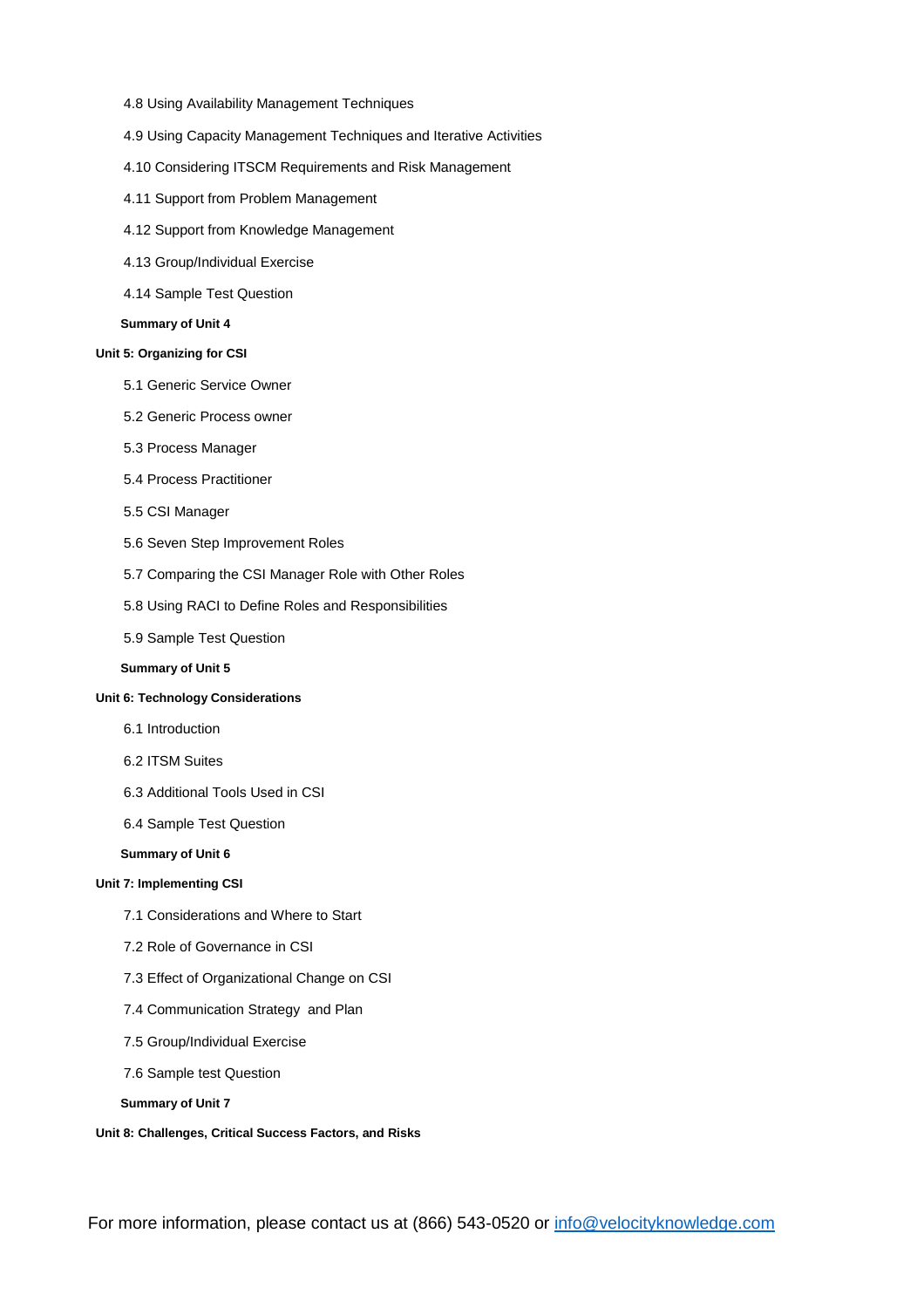4.8 Using Availability Management Techniques

4.9 Using Capacity Management Techniques and Iterative Activities

4.10 Considering ITSCM Requirements and Risk Management

4.11 Support from Problem Management

4.12 Support from Knowledge Management

4.13 Group/Individual Exercise

4.14 Sample Test Question

**Summary of Unit 4**

**Unit 5: Organizing for CSI**

5.1 Generic Service Owner

5.2 Generic Process owner

5.3 Process Manager

5.4 Process Practitioner

5.5 CSI Manager

5.6 Seven Step Improvement Roles

5.7 Comparing the CSI Manager Role with Other Roles

5.8 Using RACI to Define Roles and Responsibilities

5.9 Sample Test Question

**Summary of Unit 5**

**Unit 6: Technology Considerations**

6.1 Introduction

6.2 ITSM Suites

6.3 Additional Tools Used in CSI

6.4 Sample Test Question

**Summary of Unit 6**

**Unit 7: Implementing CSI**

7.1 Considerations and Where to Start

7.2 Role of Governance in CSI

7.3 Effect of Organizational Change on CSI

7.4 Communication Strategy and Plan

7.5 Group/Individual Exercise

7.6 Sample test Question

**Summary of Unit 7**

**Unit 8: Challenges, Critical Success Factors, and Risks**

For more information, please contact us at (866) 543-0520 or info@velocityknowledge.com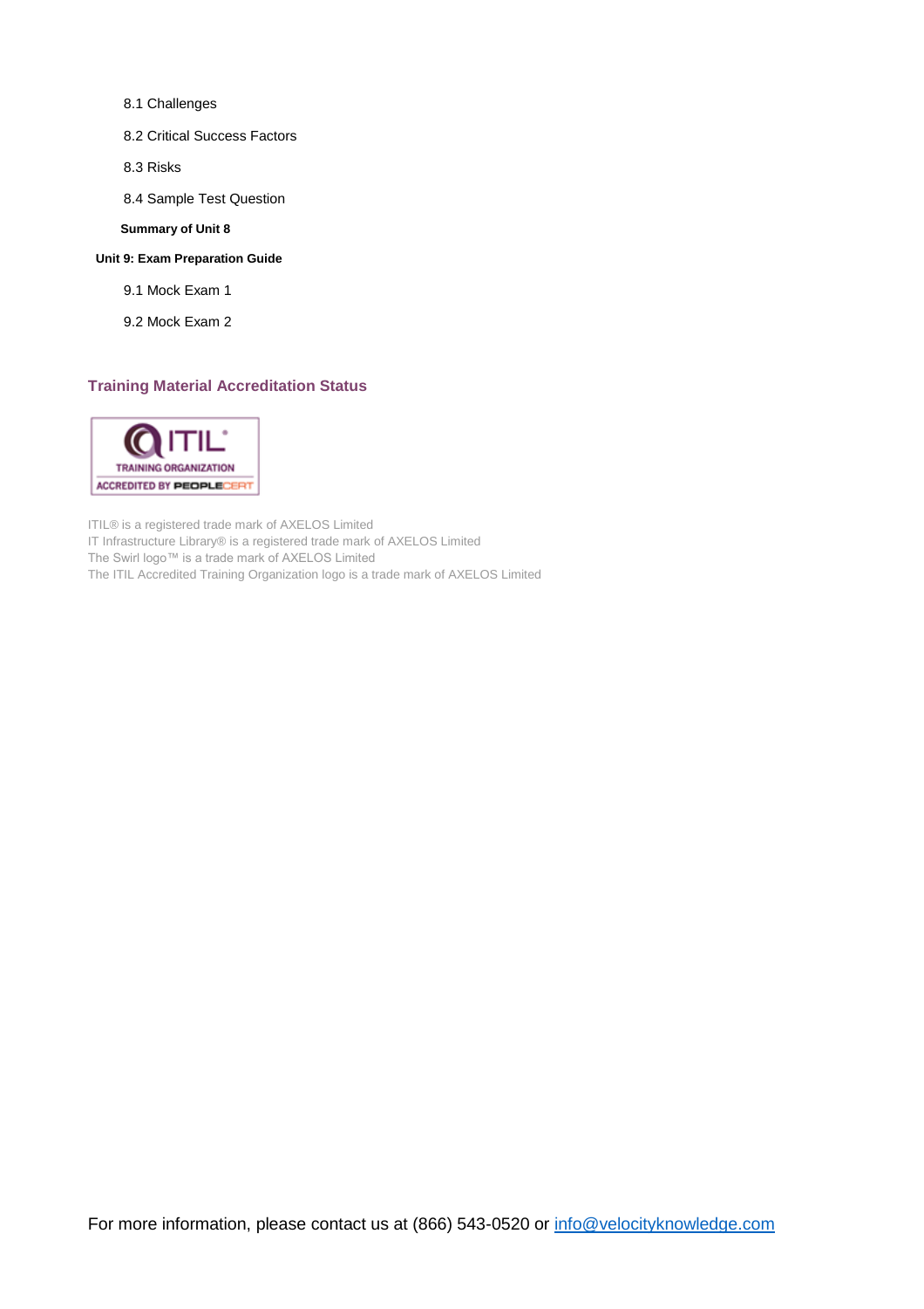8.1 Challenges

8.2 Critical Success Factors

8.3 Risks

8.4 Sample Test Question

**Summary of Unit 8**

**Unit 9: Exam Preparation Guide**

9.1 Mock Exam 1

9.2 Mock Exam 2

## Training Material Accreditation Status

ITIL® is a registered trade mark of AXELOS Limited
IT Infrastructure Library® is a registered trade mark of AXELOS Limited
The Swirl logo™ is a trade mark of AXELOS Limited
The ITIL Accredited Training Organization logo is a trade mark of AXELOS Limited

For more information, please contact us at (866) 543-0520 or info@velocityknowledge.com